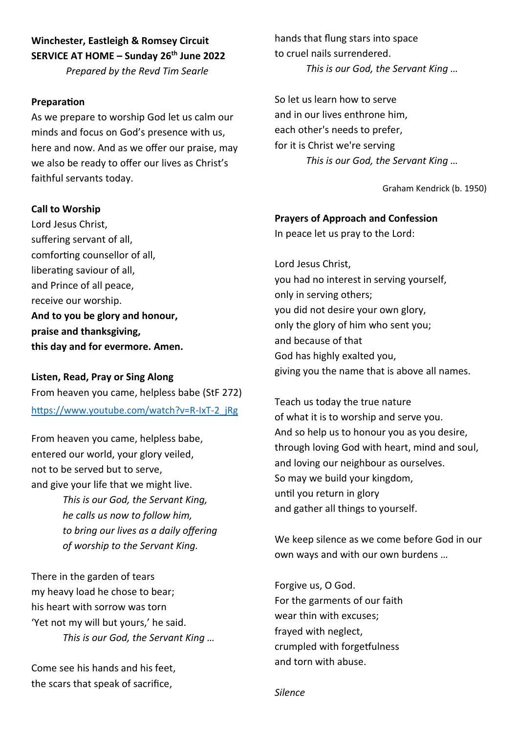**Winchester, Eastleigh & Romsey Circuit**
**SERVICE AT HOME – Sunday 26th June 2022**

*Prepared by the Revd Tim Searle*

**Preparation**

As we prepare to worship God let us calm our minds and focus on God's presence with us, here and now. And as we offer our praise, may we also be ready to offer our lives as Christ's faithful servants today.

**Call to Worship**

Lord Jesus Christ,
suffering servant of all,
comforting counsellor of all,
liberating saviour of all,
and Prince of all peace,
receive our worship.
**And to you be glory and honour,**
**praise and thanksgiving,**
**this day and for evermore. Amen.**

**Listen, Read, Pray or Sing Along**

From heaven you came, helpless babe (StF 272)
https://www.youtube.com/watch?v=R-IxT-2_jRg

From heaven you came, helpless babe,
entered our world, your glory veiled,
not to be served but to serve,
and give your life that we might live.
*This is our God, the Servant King,*
*he calls us now to follow him,*
*to bring our lives as a daily offering*
*of worship to the Servant King.*

There in the garden of tears
my heavy load he chose to bear;
his heart with sorrow was torn
'Yet not my will but yours,' he said.
*This is our God, the Servant King …*

Come see his hands and his feet,
the scars that speak of sacrifice,
hands that flung stars into space
to cruel nails surrendered.
*This is our God, the Servant King …*

So let us learn how to serve
and in our lives enthrone him,
each other's needs to prefer,
for it is Christ we're serving
*This is our God, the Servant King …*

Graham Kendrick (b. 1950)

**Prayers of Approach and Confession**

In peace let us pray to the Lord:

Lord Jesus Christ,
you had no interest in serving yourself,
only in serving others;
you did not desire your own glory,
only the glory of him who sent you;
and because of that
God has highly exalted you,
giving you the name that is above all names.

Teach us today the true nature
of what it is to worship and serve you.
And so help us to honour you as you desire,
through loving God with heart, mind and soul,
and loving our neighbour as ourselves.
So may we build your kingdom,
until you return in glory
and gather all things to yourself.

We keep silence as we come before God in our own ways and with our own burdens …

Forgive us, O God.
For the garments of our faith
wear thin with excuses;
frayed with neglect,
crumpled with forgetfulness
and torn with abuse.

*Silence*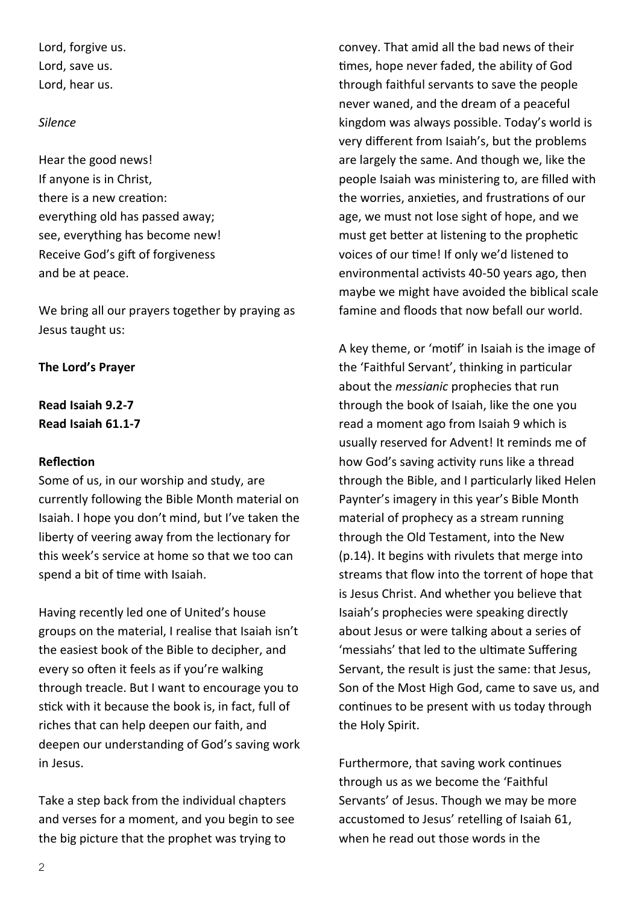Lord, forgive us.
Lord, save us.
Lord, hear us.

*Silence*

Hear the good news!
If anyone is in Christ,
there is a new creation:
everything old has passed away;
see, everything has become new!
Receive God's gift of forgiveness
and be at peace.

We bring all our prayers together by praying as Jesus taught us:

**The Lord's Prayer**

**Read Isaiah 9.2-7**
**Read Isaiah 61.1-7**

**Reflection**

Some of us, in our worship and study, are currently following the Bible Month material on Isaiah. I hope you don't mind, but I've taken the liberty of veering away from the lectionary for this week's service at home so that we too can spend a bit of time with Isaiah.

Having recently led one of United's house groups on the material, I realise that Isaiah isn't the easiest book of the Bible to decipher, and every so often it feels as if you're walking through treacle. But I want to encourage you to stick with it because the book is, in fact, full of riches that can help deepen our faith, and deepen our understanding of God's saving work in Jesus.

Take a step back from the individual chapters and verses for a moment, and you begin to see the big picture that the prophet was trying to convey. That amid all the bad news of their times, hope never faded, the ability of God through faithful servants to save the people never waned, and the dream of a peaceful kingdom was always possible. Today's world is very different from Isaiah's, but the problems are largely the same. And though we, like the people Isaiah was ministering to, are filled with the worries, anxieties, and frustrations of our age, we must not lose sight of hope, and we must get better at listening to the prophetic voices of our time! If only we'd listened to environmental activists 40-50 years ago, then maybe we might have avoided the biblical scale famine and floods that now befall our world.

A key theme, or 'motif' in Isaiah is the image of the 'Faithful Servant', thinking in particular about the *messianic* prophecies that run through the book of Isaiah, like the one you read a moment ago from Isaiah 9 which is usually reserved for Advent! It reminds me of how God's saving activity runs like a thread through the Bible, and I particularly liked Helen Paynter's imagery in this year's Bible Month material of prophecy as a stream running through the Old Testament, into the New (p.14). It begins with rivulets that merge into streams that flow into the torrent of hope that is Jesus Christ. And whether you believe that Isaiah's prophecies were speaking directly about Jesus or were talking about a series of 'messiahs' that led to the ultimate Suffering Servant, the result is just the same: that Jesus, Son of the Most High God, came to save us, and continues to be present with us today through the Holy Spirit.

Furthermore, that saving work continues through us as we become the 'Faithful Servants' of Jesus. Though we may be more accustomed to Jesus' retelling of Isaiah 61, when he read out those words in the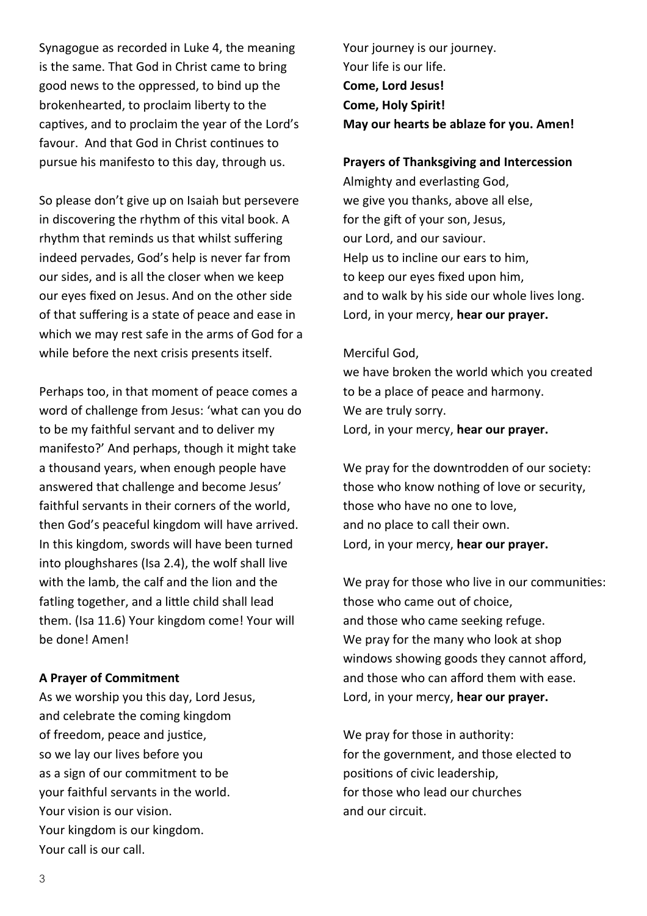Synagogue as recorded in Luke 4, the meaning is the same. That God in Christ came to bring good news to the oppressed, to bind up the brokenhearted, to proclaim liberty to the captives, and to proclaim the year of the Lord's favour. And that God in Christ continues to pursue his manifesto to this day, through us.

So please don't give up on Isaiah but persevere in discovering the rhythm of this vital book. A rhythm that reminds us that whilst suffering indeed pervades, God's help is never far from our sides, and is all the closer when we keep our eyes fixed on Jesus. And on the other side of that suffering is a state of peace and ease in which we may rest safe in the arms of God for a while before the next crisis presents itself.

Perhaps too, in that moment of peace comes a word of challenge from Jesus: 'what can you do to be my faithful servant and to deliver my manifesto?' And perhaps, though it might take a thousand years, when enough people have answered that challenge and become Jesus' faithful servants in their corners of the world, then God's peaceful kingdom will have arrived. In this kingdom, swords will have been turned into ploughshares (Isa 2.4), the wolf shall live with the lamb, the calf and the lion and the fatling together, and a little child shall lead them. (Isa 11.6) Your kingdom come! Your will be done! Amen!

**A Prayer of Commitment**

As we worship you this day, Lord Jesus,  
and celebrate the coming kingdom  
of freedom, peace and justice,  
so we lay our lives before you  
as a sign of our commitment to be  
your faithful servants in the world.  
Your vision is our vision.  
Your kingdom is our kingdom.  
Your call is our call.  
Your journey is our journey.  
Your life is our life.  
**Come, Lord Jesus!**  
**Come, Holy Spirit!**  
**May our hearts be ablaze for you. Amen!**

**Prayers of Thanksgiving and Intercession**

Almighty and everlasting God,  
we give you thanks, above all else,  
for the gift of your son, Jesus,  
our Lord, and our saviour.  
Help us to incline our ears to him,  
to keep our eyes fixed upon him,  
and to walk by his side our whole lives long.  
Lord, in your mercy, **hear our prayer.**

Merciful God,  
we have broken the world which you created  
to be a place of peace and harmony.  
We are truly sorry.  
Lord, in your mercy, **hear our prayer.**

We pray for the downtrodden of our society:  
those who know nothing of love or security,  
those who have no one to love,  
and no place to call their own.  
Lord, in your mercy, **hear our prayer.**

We pray for those who live in our communities:  
those who came out of choice,  
and those who came seeking refuge.  
We pray for the many who look at shop windows showing goods they cannot afford,  
and those who can afford them with ease.  
Lord, in your mercy, **hear our prayer.**

We pray for those in authority:  
for the government, and those elected to positions of civic leadership,  
for those who lead our churches  
and our circuit.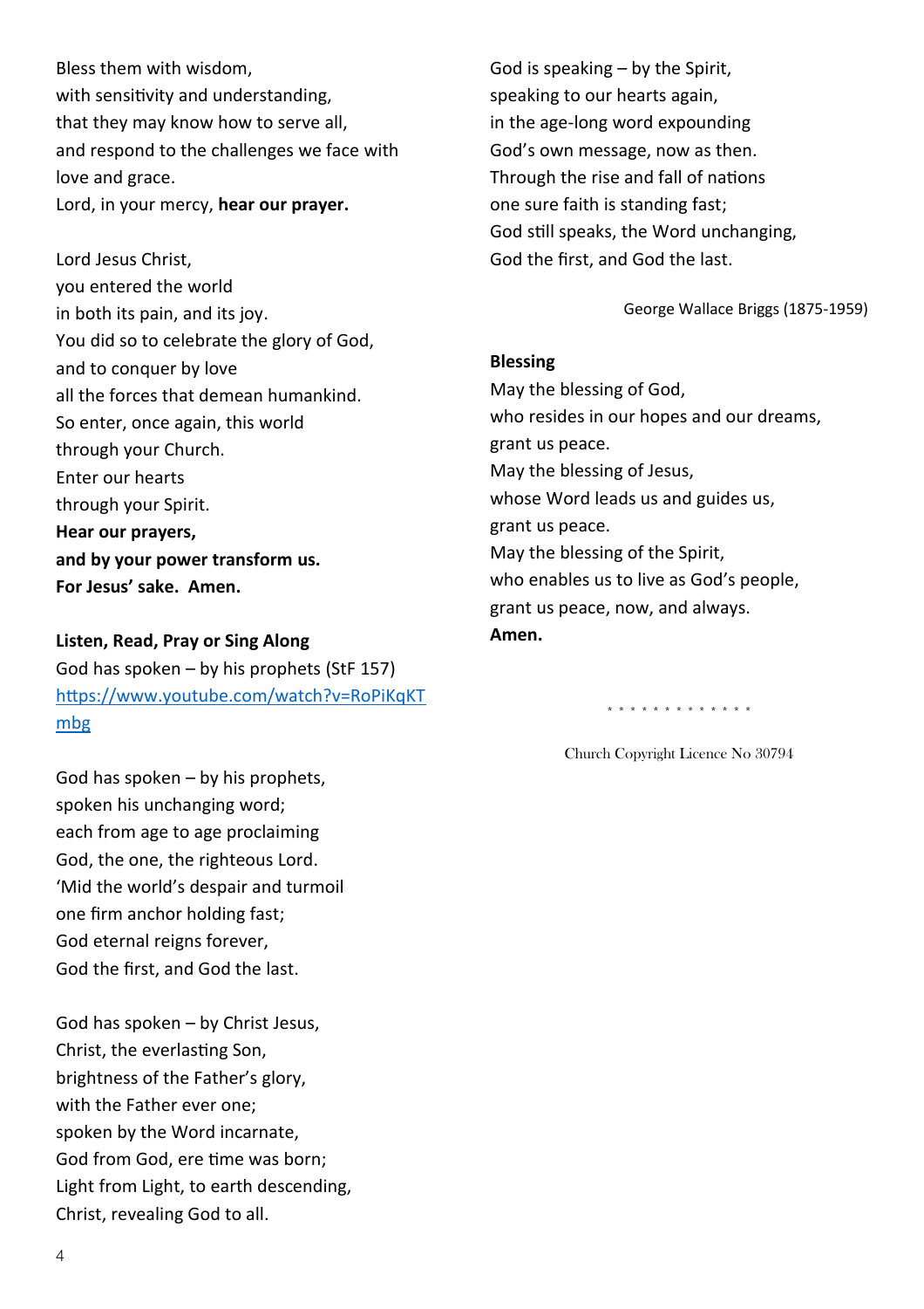Bless them with wisdom,
with sensitivity and understanding,
that they may know how to serve all,
and respond to the challenges we face with love and grace.
Lord, in your mercy, **hear our prayer.**

Lord Jesus Christ,
you entered the world
in both its pain, and its joy.
You did so to celebrate the glory of God,
and to conquer by love
all the forces that demean humankind.
So enter, once again, this world
through your Church.
Enter our hearts
through your Spirit.
**Hear our prayers,**
**and by your power transform us.**
**For Jesus' sake. Amen.**

**Listen, Read, Pray or Sing Along**
God has spoken – by his prophets (StF 157)
[https://www.youtube.com/watch?v=RoPiKqKTmbg](https://www.youtube.com/watch?v=RoPiKqKTmbg)

God has spoken – by his prophets,
spoken his unchanging word;
each from age to age proclaiming
God, the one, the righteous Lord.
'Mid the world's despair and turmoil
one firm anchor holding fast;
God eternal reigns forever,
God the first, and God the last.

God has spoken – by Christ Jesus,
Christ, the everlasting Son,
brightness of the Father's glory,
with the Father ever one;
spoken by the Word incarnate,
God from God, ere time was born;
Light from Light, to earth descending,
Christ, revealing God to all.

God is speaking – by the Spirit,
speaking to our hearts again,
in the age-long word expounding
God's own message, now as then.
Through the rise and fall of nations
one sure faith is standing fast;
God still speaks, the Word unchanging,
God the first, and God the last.

George Wallace Briggs (1875-1959)

**Blessing**
May the blessing of God,
who resides in our hopes and our dreams,
grant us peace.
May the blessing of Jesus,
whose Word leads us and guides us,
grant us peace.
May the blessing of the Spirit,
who enables us to live as God's people,
grant us peace, now, and always.
**Amen.**

* * * * * * * * * * * * * *

Church Copyright Licence No 30794